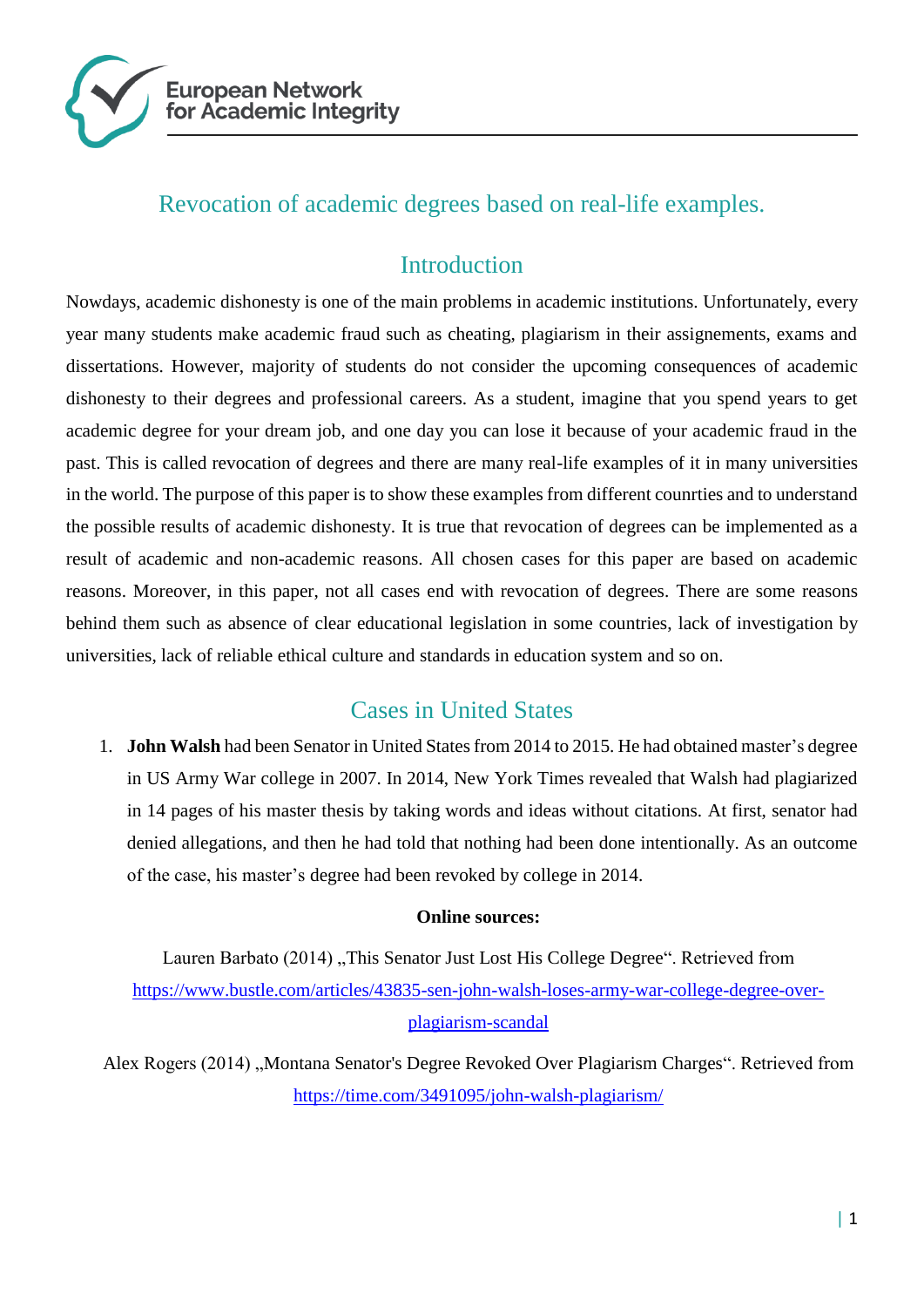# Revocation of academic degrees based on real-life examples.

## Introduction

Nowdays, academic dishonesty is one of the main problems in academic institutions. Unfortunately, every year many students make academic fraud such as cheating, plagiarism in their assignements, exams and dissertations. However, majority of students do not consider the upcoming consequences of academic dishonesty to their degrees and professional careers. As a student, imagine that you spend years to get academic degree for your dream job, and one day you can lose it because of your academic fraud in the past. This is called revocation of degrees and there are many real-life examples of it in many universities in the world. The purpose of this paper is to show these examples from different counrties and to understand the possible results of academic dishonesty. It is true that revocation of degrees can be implemented as a result of academic and non-academic reasons. All chosen cases for this paper are based on academic reasons. Moreover, in this paper, not all cases end with revocation of degrees. There are some reasons behind them such as absence of clear educational legislation in some countries, lack of investigation by universities, lack of reliable ethical culture and standards in education system and so on.

## Cases in United States

1. **John Walsh** had been Senator in United States from 2014 to 2015. He had obtained master's degree in US Army War college in 2007. In 2014, New York Times revealed that Walsh had plagiarized in 14 pages of his master thesis by taking words and ideas without citations. At first, senator had denied allegations, and then he had told that nothing had been done intentionally. As an outcome of the case, his master's degree had been revoked by college in 2014.

**Online sources:**

Lauren Barbato (2014) „This Senator Just Lost His College Degree". Retrieved from https://www.bustle.com/articles/43835-sen-john-walsh-loses-army-war-college-degree-over-plagiarism-scandal

Alex Rogers (2014) „Montana Senator's Degree Revoked Over Plagiarism Charges". Retrieved from https://time.com/3491095/john-walsh-plagiarism/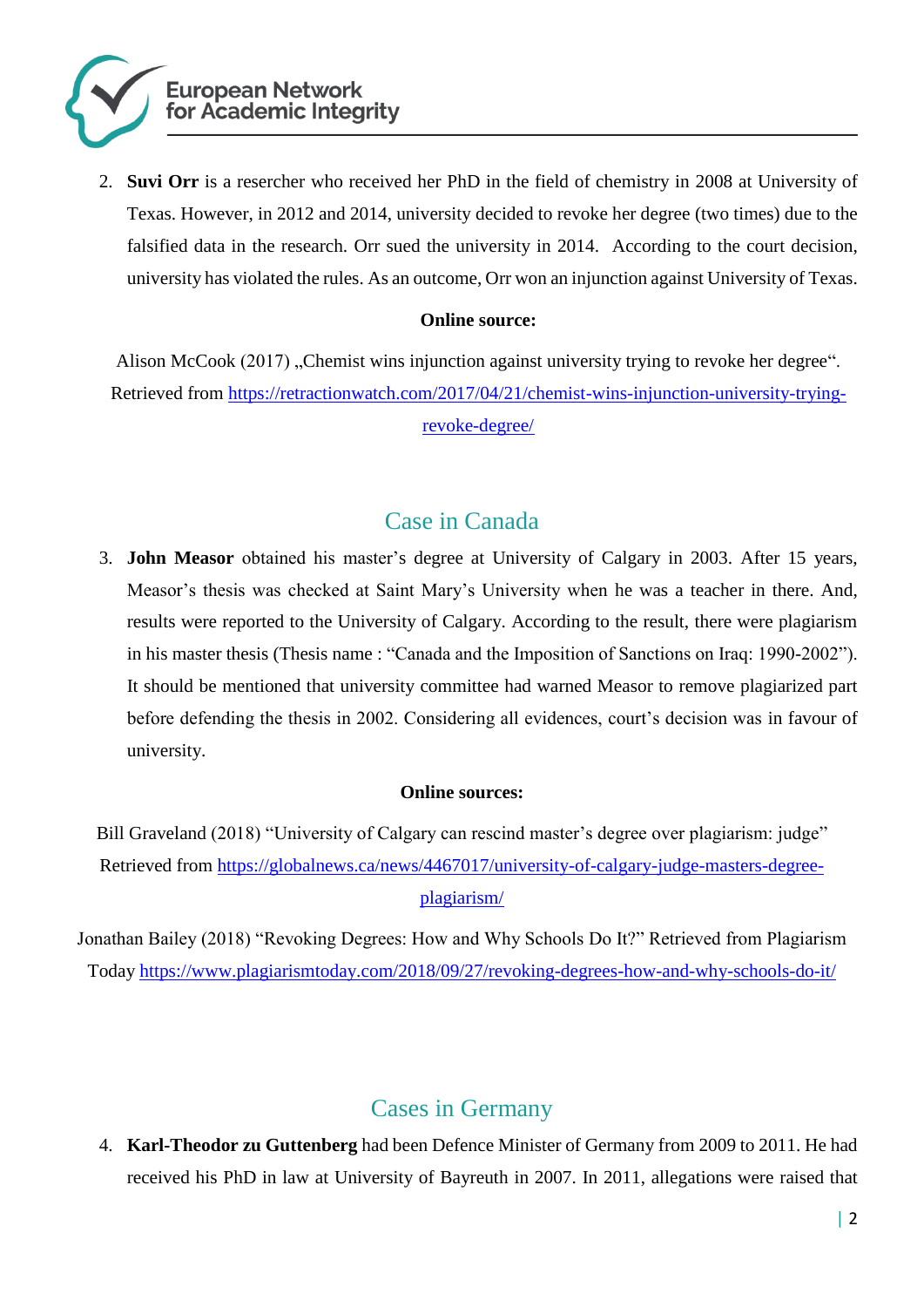2. **Suvi Orr** is a resercher who received her PhD in the field of chemistry in 2008 at University of Texas. However, in 2012 and 2014, university decided to revoke her degree (two times) due to the falsified data in the research. Orr sued the university in 2014. According to the court decision, university has violated the rules. As an outcome, Orr won an injunction against University of Texas.

**Online source:**

Alison McCook (2017) „Chemist wins injunction against university trying to revoke her degree". Retrieved from https://retractionwatch.com/2017/04/21/chemist-wins-injunction-university-trying-revoke-degree/

## Case in Canada

3. **John Measor** obtained his master's degree at University of Calgary in 2003. After 15 years, Measor's thesis was checked at Saint Mary's University when he was a teacher in there. And, results were reported to the University of Calgary. According to the result, there were plagiarism in his master thesis (Thesis name : "Canada and the Imposition of Sanctions on Iraq: 1990-2002"). It should be mentioned that university committee had warned Measor to remove plagiarized part before defending the thesis in 2002. Considering all evidences, court's decision was in favour of university.

**Online sources:**

Bill Graveland (2018) "University of Calgary can rescind master's degree over plagiarism: judge" Retrieved from https://globalnews.ca/news/4467017/university-of-calgary-judge-masters-degree-plagiarism/

Jonathan Bailey (2018) "Revoking Degrees: How and Why Schools Do It?" Retrieved from Plagiarism Today https://www.plagiarismtoday.com/2018/09/27/revoking-degrees-how-and-why-schools-do-it/

## Cases in Germany

4. **Karl-Theodor zu Guttenberg** had been Defence Minister of Germany from 2009 to 2011. He had received his PhD in law at University of Bayreuth in 2007. In 2011, allegations were raised that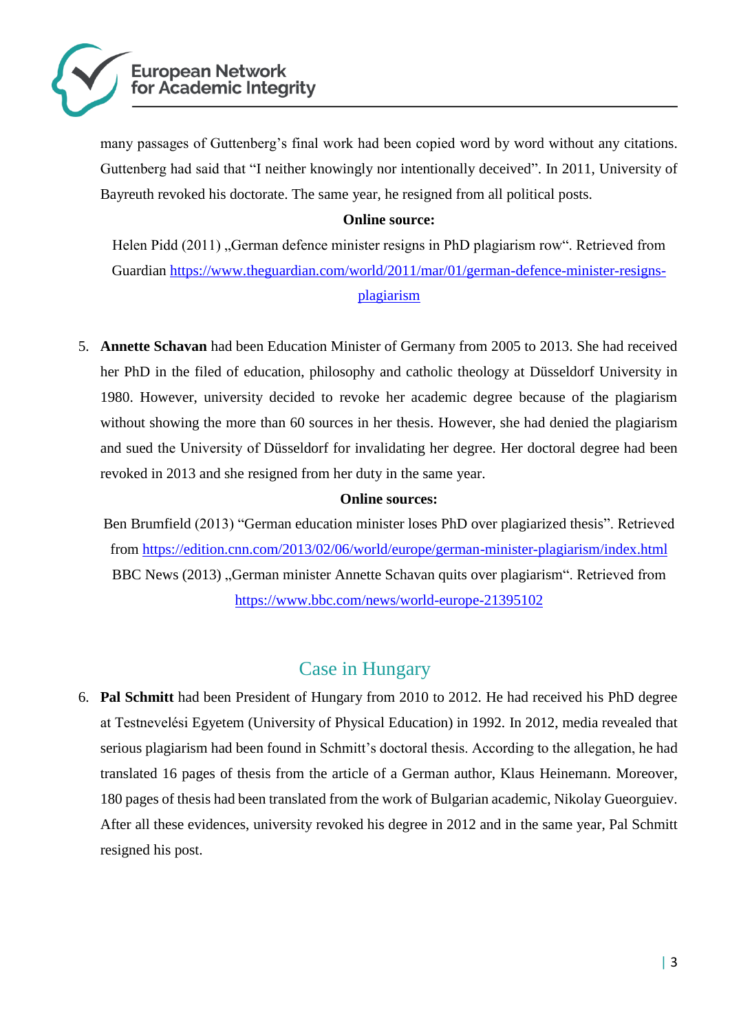many passages of Guttenberg's final work had been copied word by word without any citations. Guttenberg had said that "I neither knowingly nor intentionally deceived". In 2011, University of Bayreuth revoked his doctorate. The same year, he resigned from all political posts.

**Online source:**

Helen Pidd (2011) „German defence minister resigns in PhD plagiarism row". Retrieved from Guardian [https://www.theguardian.com/world/2011/mar/01/german-defence-minister-resigns-plagiarism](https://www.theguardian.com/world/2011/mar/01/german-defence-minister-resigns-plagiarism)

5. **Annette Schavan** had been Education Minister of Germany from 2005 to 2013. She had received her PhD in the filed of education, philosophy and catholic theology at Düsseldorf University in 1980. However, university decided to revoke her academic degree because of the plagiarism without showing the more than 60 sources in her thesis. However, she had denied the plagiarism and sued the University of Düsseldorf for invalidating her degree. Her doctoral degree had been revoked in 2013 and she resigned from her duty in the same year.

**Online sources:**

Ben Brumfield (2013) "German education minister loses PhD over plagiarized thesis". Retrieved from [https://edition.cnn.com/2013/02/06/world/europe/german-minister-plagiarism/index.html](https://edition.cnn.com/2013/02/06/world/europe/german-minister-plagiarism/index.html)

BBC News (2013) „German minister Annette Schavan quits over plagiarism". Retrieved from [https://www.bbc.com/news/world-europe-21395102](https://www.bbc.com/news/world-europe-21395102)

## Case in Hungary

6. **Pal Schmitt** had been President of Hungary from 2010 to 2012. He had received his PhD degree at Testnevelési Egyetem (University of Physical Education) in 1992. In 2012, media revealed that serious plagiarism had been found in Schmitt's doctoral thesis. According to the allegation, he had translated 16 pages of thesis from the article of a German author, Klaus Heinemann. Moreover, 180 pages of thesis had been translated from the work of Bulgarian academic, Nikolay Gueorguiev. After all these evidences, university revoked his degree in 2012 and in the same year, Pal Schmitt resigned his post.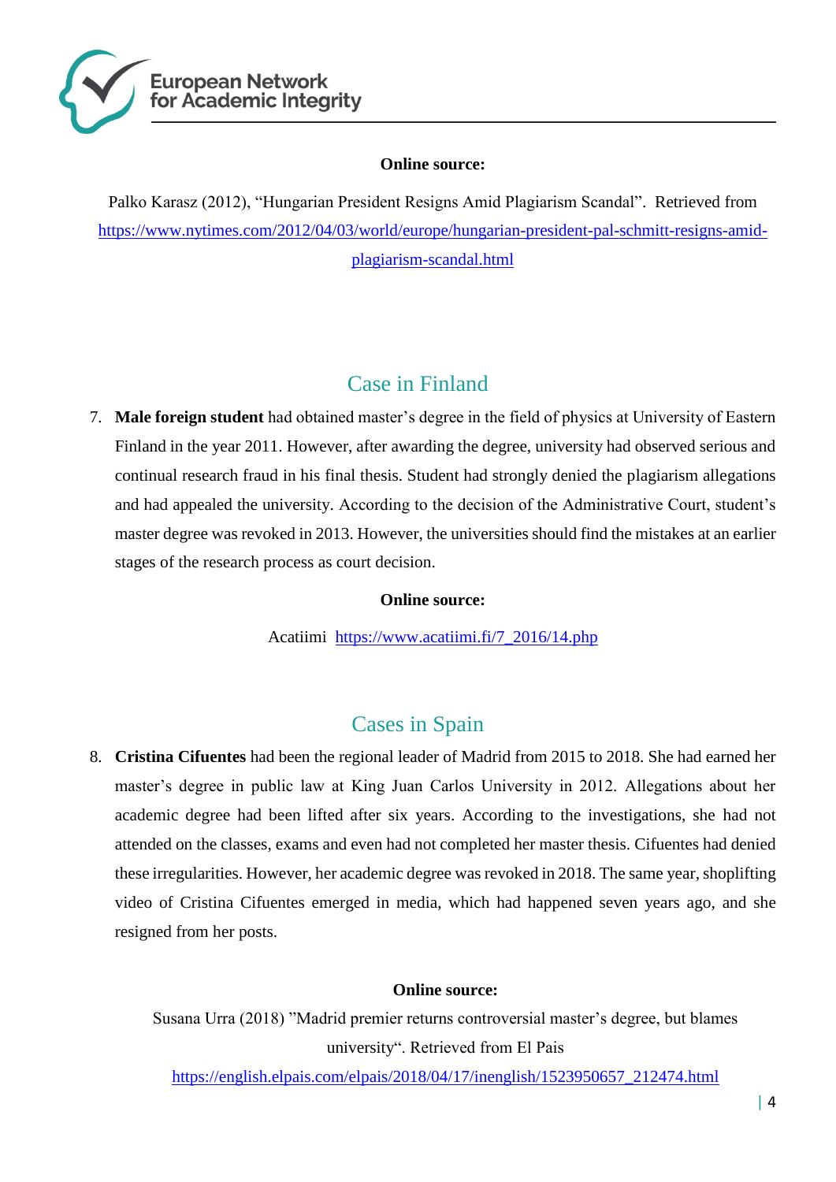**Online source:**

Palko Karasz (2012), "Hungarian President Resigns Amid Plagiarism Scandal". Retrieved from https://www.nytimes.com/2012/04/03/world/europe/hungarian-president-pal-schmitt-resigns-amid-plagiarism-scandal.html

## Case in Finland

7. **Male foreign student** had obtained master's degree in the field of physics at University of Eastern Finland in the year 2011. However, after awarding the degree, university had observed serious and continual research fraud in his final thesis. Student had strongly denied the plagiarism allegations and had appealed the university. According to the decision of the Administrative Court, student's master degree was revoked in 2013. However, the universities should find the mistakes at an earlier stages of the research process as court decision.

**Online source:**

Acatiimi https://www.acatiimi.fi/7_2016/14.php

## Cases in Spain

8. **Cristina Cifuentes** had been the regional leader of Madrid from 2015 to 2018. She had earned her master's degree in public law at King Juan Carlos University in 2012. Allegations about her academic degree had been lifted after six years. According to the investigations, she had not attended on the classes, exams and even had not completed her master thesis. Cifuentes had denied these irregularities. However, her academic degree was revoked in 2018. The same year, shoplifting video of Cristina Cifuentes emerged in media, which had happened seven years ago, and she resigned from her posts.

**Online source:**

Susana Urra (2018) "Madrid premier returns controversial master's degree, but blames university". Retrieved from El Pais https://english.elpais.com/elpais/2018/04/17/inenglish/1523950657_212474.html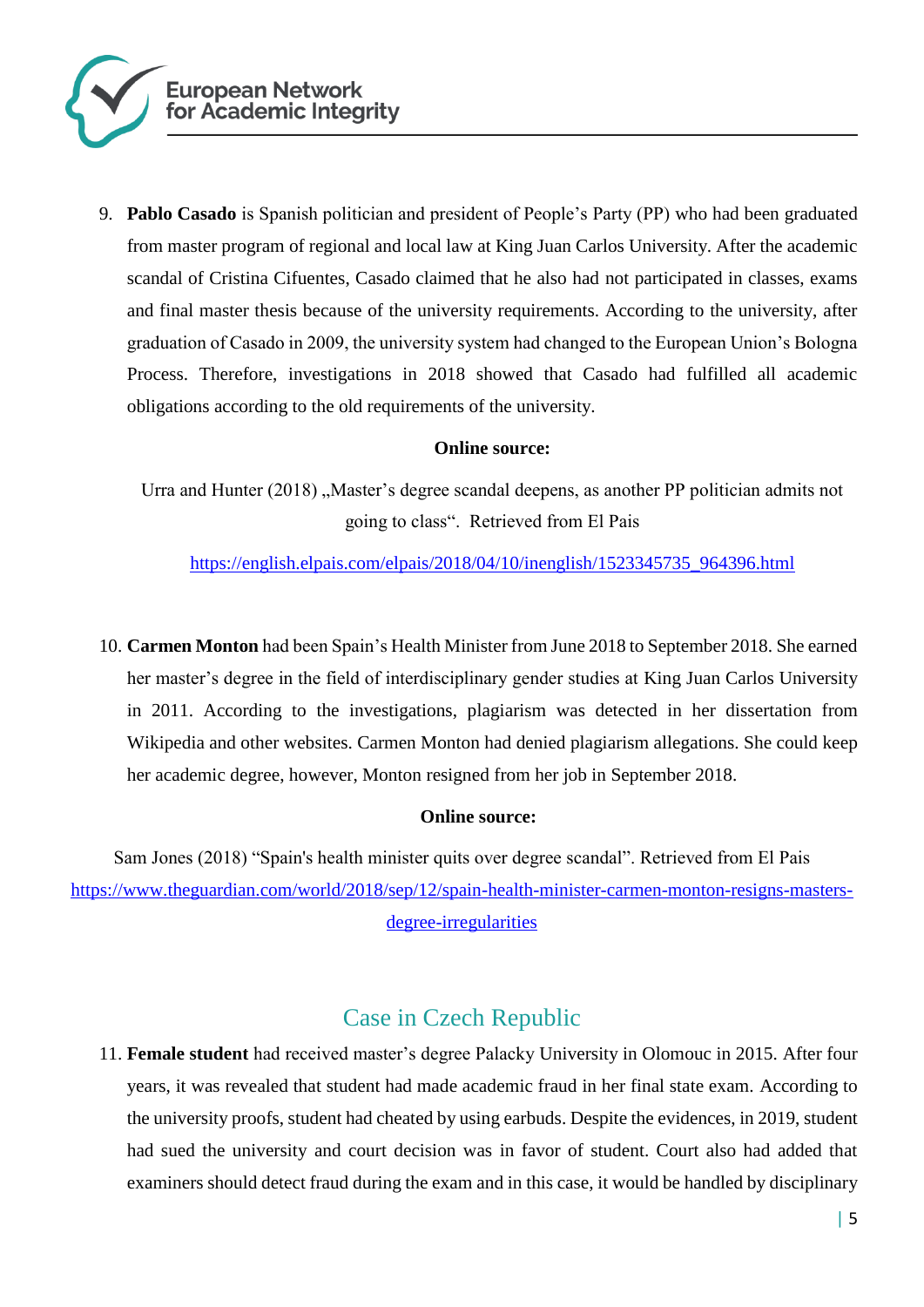9. **Pablo Casado** is Spanish politician and president of People's Party (PP) who had been graduated from master program of regional and local law at King Juan Carlos University. After the academic scandal of Cristina Cifuentes, Casado claimed that he also had not participated in classes, exams and final master thesis because of the university requirements. According to the university, after graduation of Casado in 2009, the university system had changed to the European Union's Bologna Process. Therefore, investigations in 2018 showed that Casado had fulfilled all academic obligations according to the old requirements of the university.

**Online source:**

Urra and Hunter (2018) „Master's degree scandal deepens, as another PP politician admits not going to class". Retrieved from El Pais

https://english.elpais.com/elpais/2018/04/10/inenglish/1523345735_964396.html

10. **Carmen Monton** had been Spain's Health Minister from June 2018 to September 2018. She earned her master's degree in the field of interdisciplinary gender studies at King Juan Carlos University in 2011. According to the investigations, plagiarism was detected in her dissertation from Wikipedia and other websites. Carmen Monton had denied plagiarism allegations. She could keep her academic degree, however, Monton resigned from her job in September 2018.

**Online source:**

Sam Jones (2018) "Spain's health minister quits over degree scandal". Retrieved from El Pais https://www.theguardian.com/world/2018/sep/12/spain-health-minister-carmen-monton-resigns-masters-degree-irregularities

## Case in Czech Republic

11. **Female student** had received master's degree Palacky University in Olomouc in 2015. After four years, it was revealed that student had made academic fraud in her final state exam. According to the university proofs, student had cheated by using earbuds. Despite the evidences, in 2019, student had sued the university and court decision was in favor of student. Court also had added that examiners should detect fraud during the exam and in this case, it would be handled by disciplinary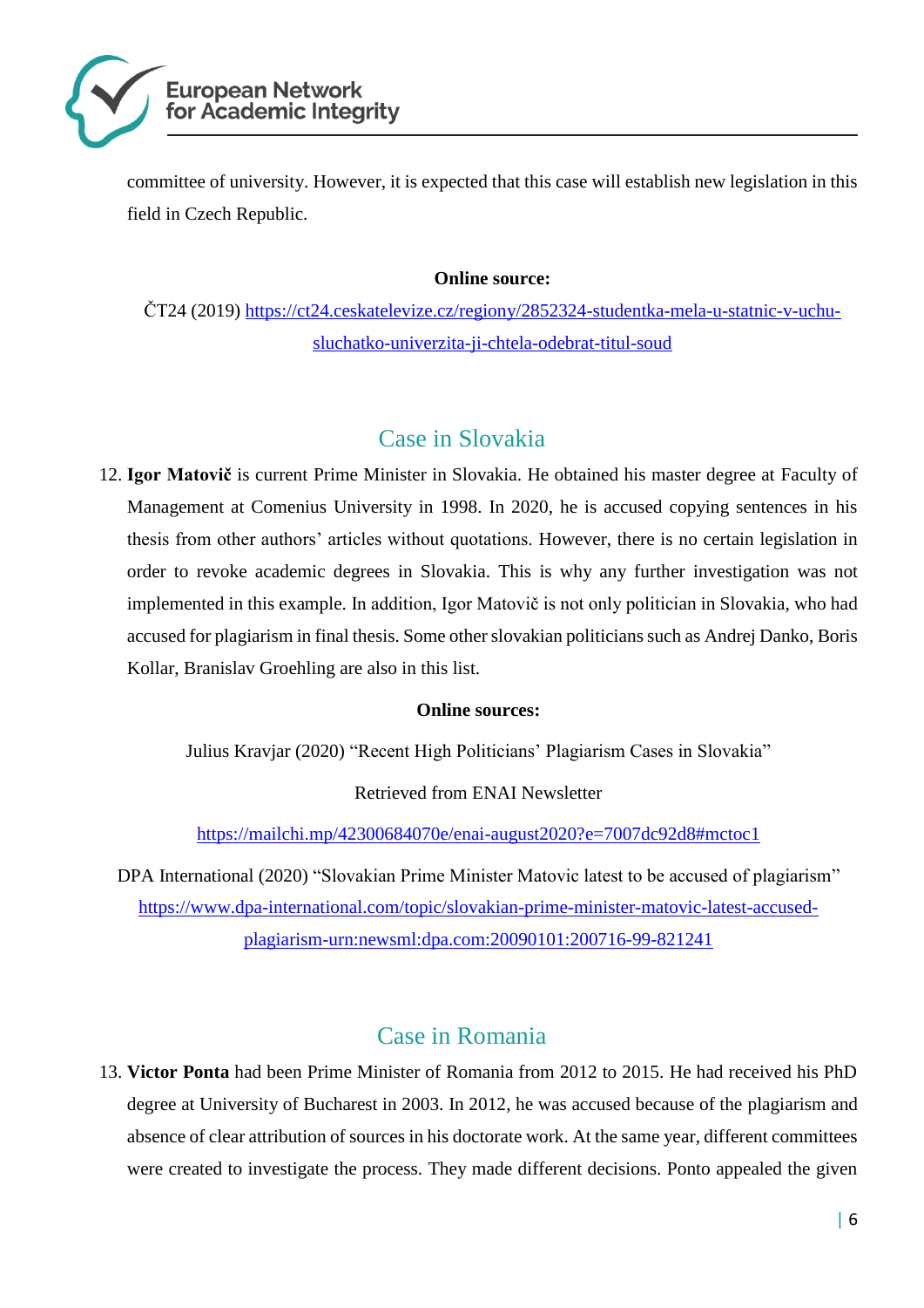committee of university. However, it is expected that this case will establish new legislation in this field in Czech Republic.

**Online source:**

ČT24 (2019) https://ct24.ceskatelevize.cz/regiony/2852324-studentka-mela-u-statnic-v-uchu-sluchatko-univerzita-ji-chtela-odebrat-titul-soud

## Case in Slovakia

12. **Igor Matovič** is current Prime Minister in Slovakia. He obtained his master degree at Faculty of Management at Comenius University in 1998. In 2020, he is accused copying sentences in his thesis from other authors' articles without quotations. However, there is no certain legislation in order to revoke academic degrees in Slovakia. This is why any further investigation was not implemented in this example. In addition, Igor Matovič is not only politician in Slovakia, who had accused for plagiarism in final thesis. Some other slovakian politicians such as Andrej Danko, Boris Kollar, Branislav Groehling are also in this list.

**Online sources:**

Julius Kravjar (2020) "Recent High Politicians' Plagiarism Cases in Slovakia"

Retrieved from ENAI Newsletter

https://mailchi.mp/42300684070e/enai-august2020?e=7007dc92d8#mctoc1

DPA International (2020) "Slovakian Prime Minister Matovic latest to be accused of plagiarism" https://www.dpa-international.com/topic/slovakian-prime-minister-matovic-latest-accused-plagiarism-urn:newsml:dpa.com:20090101:200716-99-821241

## Case in Romania

13. **Victor Ponta** had been Prime Minister of Romania from 2012 to 2015. He had received his PhD degree at University of Bucharest in 2003. In 2012, he was accused because of the plagiarism and absence of clear attribution of sources in his doctorate work. At the same year, different committees were created to investigate the process. They made different decisions. Ponto appealed the given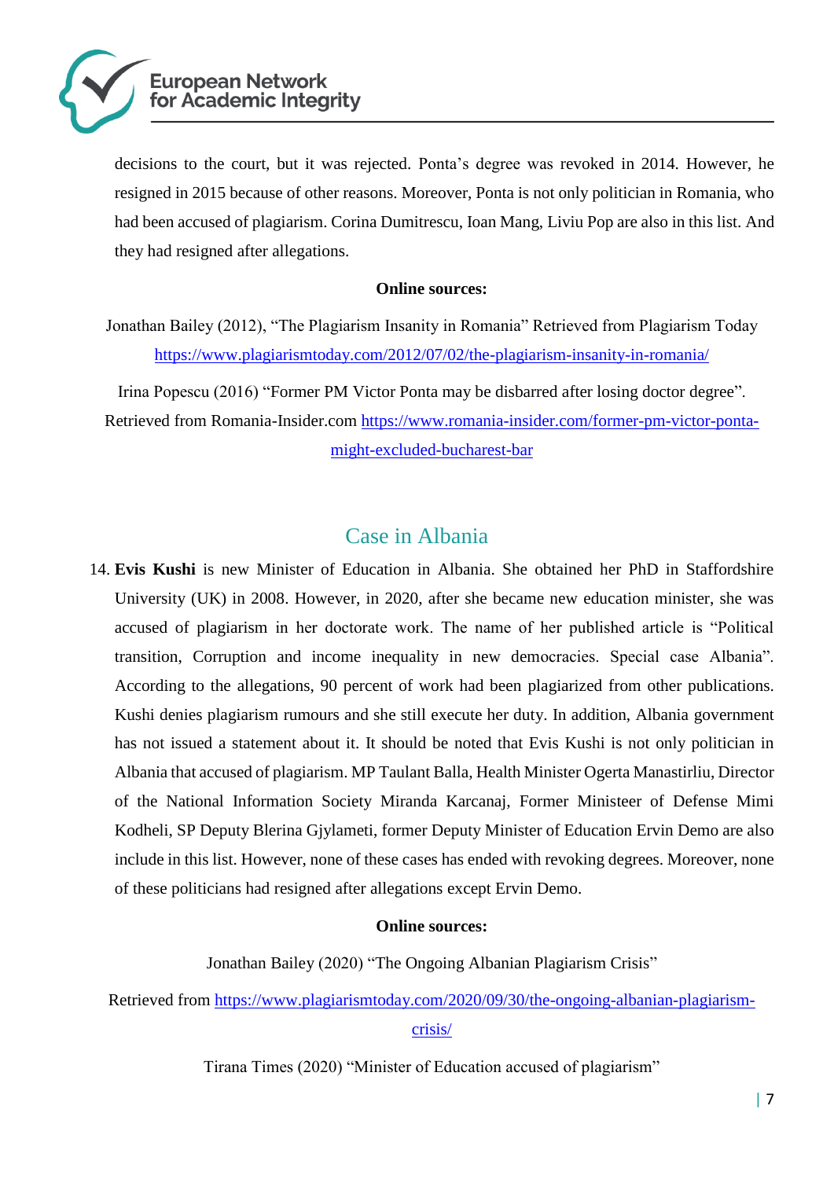decisions to the court, but it was rejected. Ponta's degree was revoked in 2014. However, he resigned in 2015 because of other reasons. Moreover, Ponta is not only politician in Romania, who had been accused of plagiarism. Corina Dumitrescu, Ioan Mang, Liviu Pop are also in this list. And they had resigned after allegations.

**Online sources:**

Jonathan Bailey (2012), "The Plagiarism Insanity in Romania" Retrieved from Plagiarism Today https://www.plagiarismtoday.com/2012/07/02/the-plagiarism-insanity-in-romania/

Irina Popescu (2016) "Former PM Victor Ponta may be disbarred after losing doctor degree". Retrieved from Romania-Insider.com https://www.romania-insider.com/former-pm-victor-ponta-might-excluded-bucharest-bar

## Case in Albania

14. **Evis Kushi** is new Minister of Education in Albania. She obtained her PhD in Staffordshire University (UK) in 2008. However, in 2020, after she became new education minister, she was accused of plagiarism in her doctorate work. The name of her published article is "Political transition, Corruption and income inequality in new democracies. Special case Albania". According to the allegations, 90 percent of work had been plagiarized from other publications. Kushi denies plagiarism rumours and she still execute her duty. In addition, Albania government has not issued a statement about it. It should be noted that Evis Kushi is not only politician in Albania that accused of plagiarism. MP Taulant Balla, Health Minister Ogerta Manastirliu, Director of the National Information Society Miranda Karcanaj, Former Ministeer of Defense Mimi Kodheli, SP Deputy Blerina Gjylameti, former Deputy Minister of Education Ervin Demo are also include in this list. However, none of these cases has ended with revoking degrees. Moreover, none of these politicians had resigned after allegations except Ervin Demo.

**Online sources:**

Jonathan Bailey (2020) "The Ongoing Albanian Plagiarism Crisis"

Retrieved from https://www.plagiarismtoday.com/2020/09/30/the-ongoing-albanian-plagiarism-crisis/

Tirana Times (2020) "Minister of Education accused of plagiarism"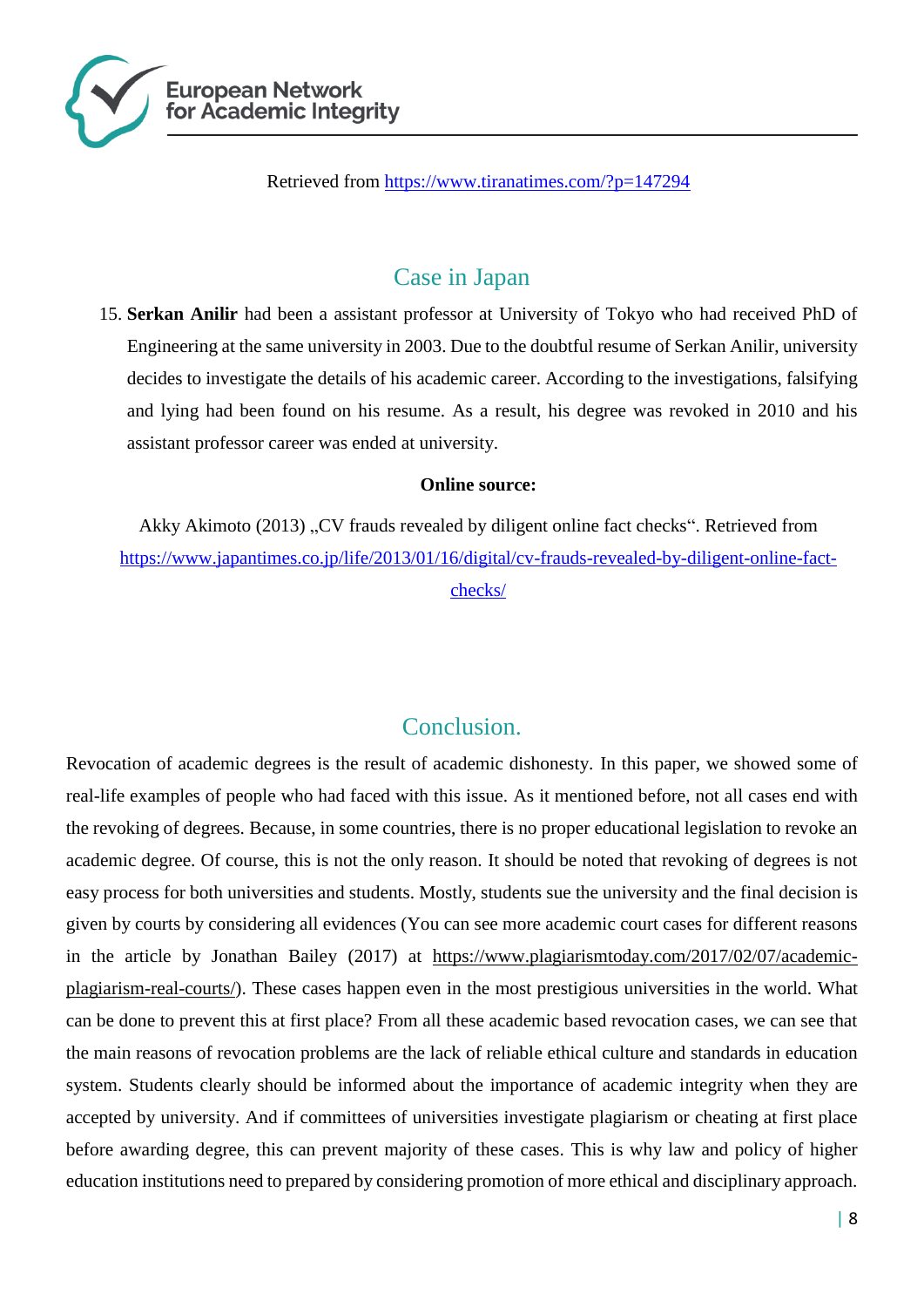Retrieved from https://www.tiranatimes.com/?p=147294

## Case in Japan

15. **Serkan Anilir** had been a assistant professor at University of Tokyo who had received PhD of Engineering at the same university in 2003. Due to the doubtful resume of Serkan Anilir, university decides to investigate the details of his academic career. According to the investigations, falsifying and lying had been found on his resume. As a result, his degree was revoked in 2010 and his assistant professor career was ended at university.

**Online source:**

Akky Akimoto (2013) „CV frauds revealed by diligent online fact checks". Retrieved from https://www.japantimes.co.jp/life/2013/01/16/digital/cv-frauds-revealed-by-diligent-online-fact-checks/

## Conclusion.

Revocation of academic degrees is the result of academic dishonesty. In this paper, we showed some of real-life examples of people who had faced with this issue. As it mentioned before, not all cases end with the revoking of degrees. Because, in some countries, there is no proper educational legislation to revoke an academic degree. Of course, this is not the only reason. It should be noted that revoking of degrees is not easy process for both universities and students. Mostly, students sue the university and the final decision is given by courts by considering all evidences (You can see more academic court cases for different reasons in the article by Jonathan Bailey (2017) at https://www.plagiarismtoday.com/2017/02/07/academic-plagiarism-real-courts/). These cases happen even in the most prestigious universities in the world. What can be done to prevent this at first place? From all these academic based revocation cases, we can see that the main reasons of revocation problems are the lack of reliable ethical culture and standards in education system. Students clearly should be informed about the importance of academic integrity when they are accepted by university. And if committees of universities investigate plagiarism or cheating at first place before awarding degree, this can prevent majority of these cases. This is why law and policy of higher education institutions need to prepared by considering promotion of more ethical and disciplinary approach.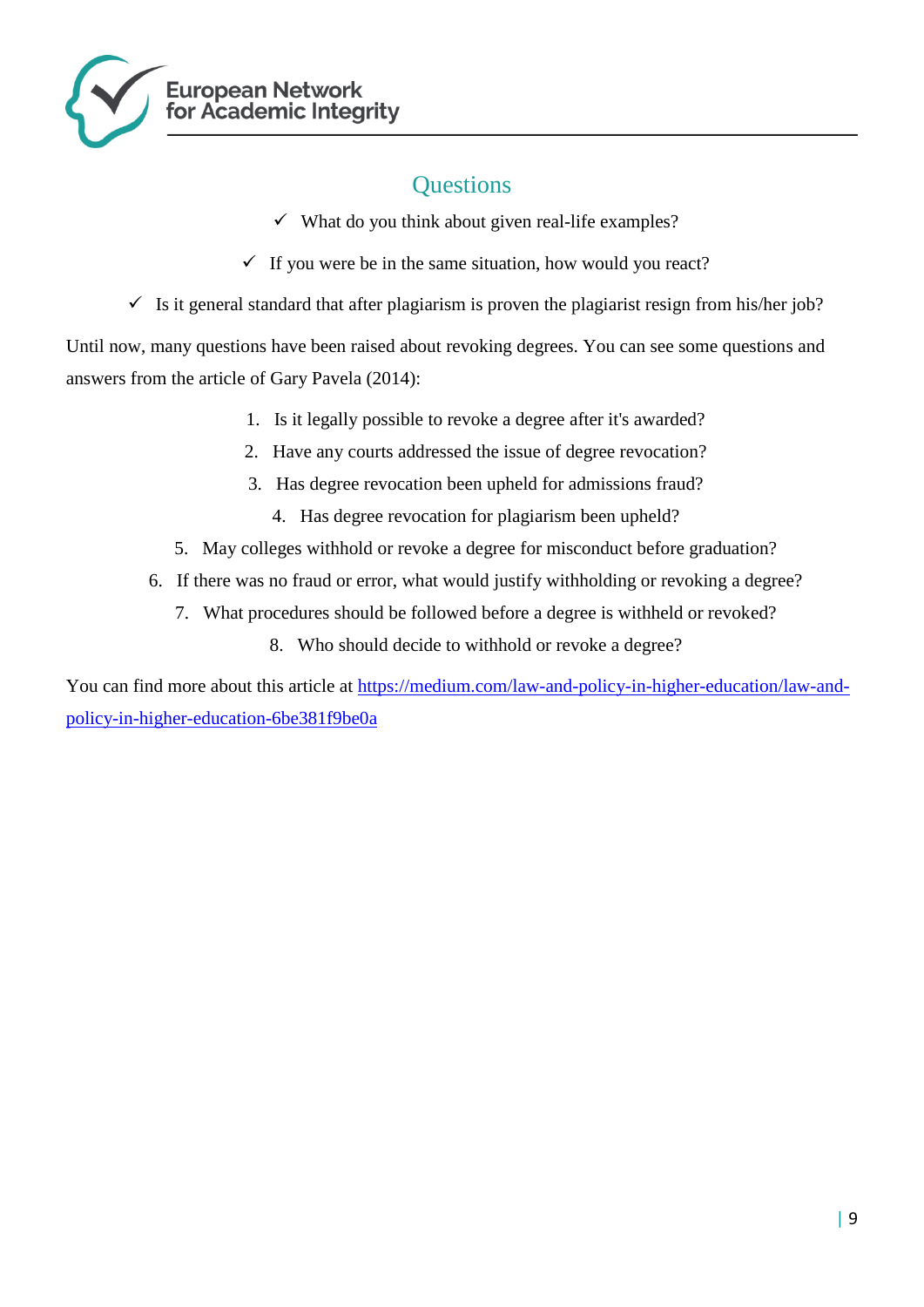## Questions

- ✓ What do you think about given real-life examples?
- ✓ If you were be in the same situation, how would you react?
- ✓ Is it general standard that after plagiarism is proven the plagiarist resign from his/her job?

Until now, many questions have been raised about revoking degrees. You can see some questions and answers from the article of Gary Pavela (2014):

1. Is it legally possible to revoke a degree after it's awarded?
2. Have any courts addressed the issue of degree revocation?
3. Has degree revocation been upheld for admissions fraud?
4. Has degree revocation for plagiarism been upheld?
5. May colleges withhold or revoke a degree for misconduct before graduation?
6. If there was no fraud or error, what would justify withholding or revoking a degree?
7. What procedures should be followed before a degree is withheld or revoked?
8. Who should decide to withhold or revoke a degree?

You can find more about this article at [https://medium.com/law-and-policy-in-higher-education/law-and-policy-in-higher-education-6be381f9be0a](https://medium.com/law-and-policy-in-higher-education/law-and-policy-in-higher-education-6be381f9be0a)